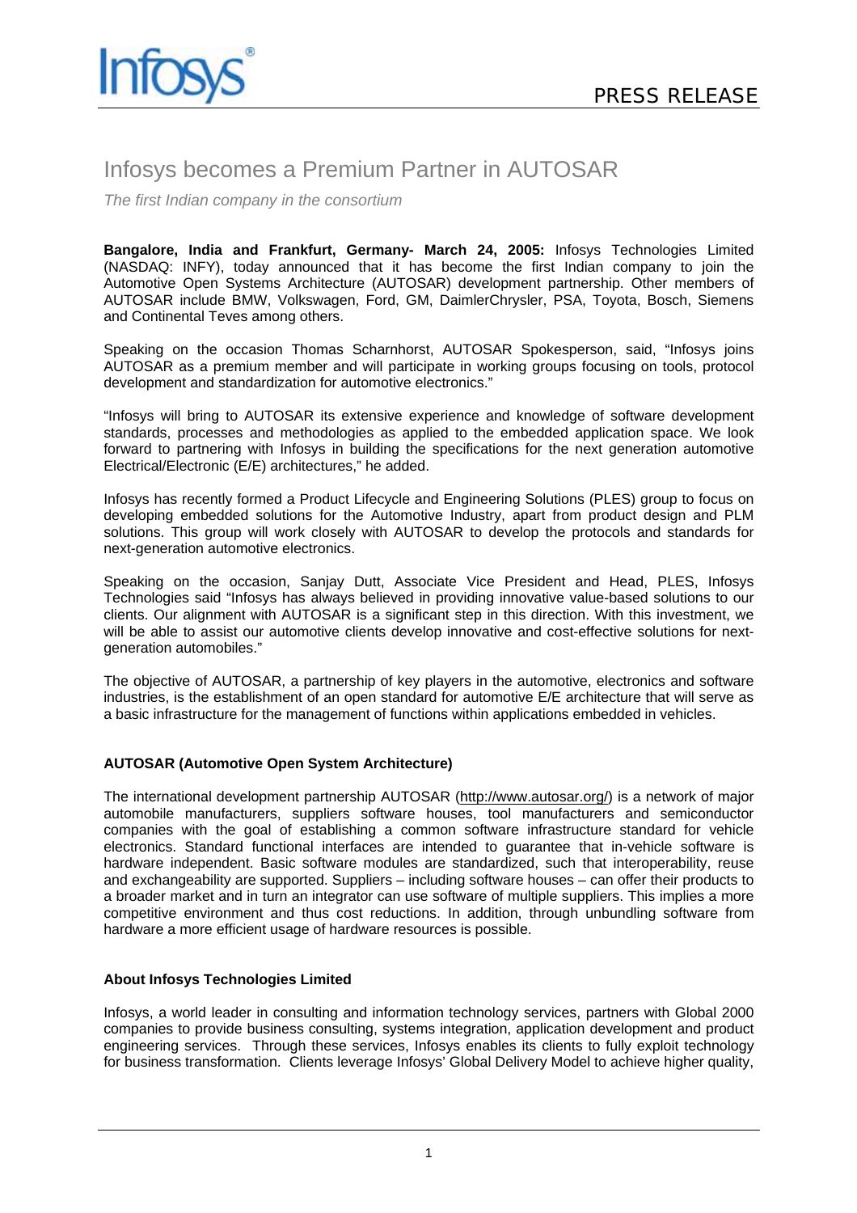Infosys®

PRESS RELEASE

# Infosys becomes a Premium Partner in AUTOSAR

*The first Indian company in the consortium*

**Bangalore, India and Frankfurt, Germany- March 24, 2005:** Infosys Technologies Limited (NASDAQ: INFY), today announced that it has become the first Indian company to join the Automotive Open Systems Architecture (AUTOSAR) development partnership. Other members of AUTOSAR include BMW, Volkswagen, Ford, GM, DaimlerChrysler, PSA, Toyota, Bosch, Siemens and Continental Teves among others.

Speaking on the occasion Thomas Scharnhorst, AUTOSAR Spokesperson, said, "Infosys joins AUTOSAR as a premium member and will participate in working groups focusing on tools, protocol development and standardization for automotive electronics."

"Infosys will bring to AUTOSAR its extensive experience and knowledge of software development standards, processes and methodologies as applied to the embedded application space. We look forward to partnering with Infosys in building the specifications for the next generation automotive Electrical/Electronic (E/E) architectures," he added.

Infosys has recently formed a Product Lifecycle and Engineering Solutions (PLES) group to focus on developing embedded solutions for the Automotive Industry, apart from product design and PLM solutions. This group will work closely with AUTOSAR to develop the protocols and standards for next-generation automotive electronics.

Speaking on the occasion, Sanjay Dutt, Associate Vice President and Head, PLES, Infosys Technologies said "Infosys has always believed in providing innovative value-based solutions to our clients. Our alignment with AUTOSAR is a significant step in this direction. With this investment, we will be able to assist our automotive clients develop innovative and cost-effective solutions for next-generation automobiles."

The objective of AUTOSAR, a partnership of key players in the automotive, electronics and software industries, is the establishment of an open standard for automotive E/E architecture that will serve as a basic infrastructure for the management of functions within applications embedded in vehicles.

**AUTOSAR (Automotive Open System Architecture)**

The international development partnership AUTOSAR (http://www.autosar.org/) is a network of major automobile manufacturers, suppliers software houses, tool manufacturers and semiconductor companies with the goal of establishing a common software infrastructure standard for vehicle electronics. Standard functional interfaces are intended to guarantee that in-vehicle software is hardware independent. Basic software modules are standardized, such that interoperability, reuse and exchangeability are supported. Suppliers – including software houses – can offer their products to a broader market and in turn an integrator can use software of multiple suppliers. This implies a more competitive environment and thus cost reductions. In addition, through unbundling software from hardware a more efficient usage of hardware resources is possible.

**About Infosys Technologies Limited**

Infosys, a world leader in consulting and information technology services, partners with Global 2000 companies to provide business consulting, systems integration, application development and product engineering services. Through these services, Infosys enables its clients to fully exploit technology for business transformation. Clients leverage Infosys' Global Delivery Model to achieve higher quality,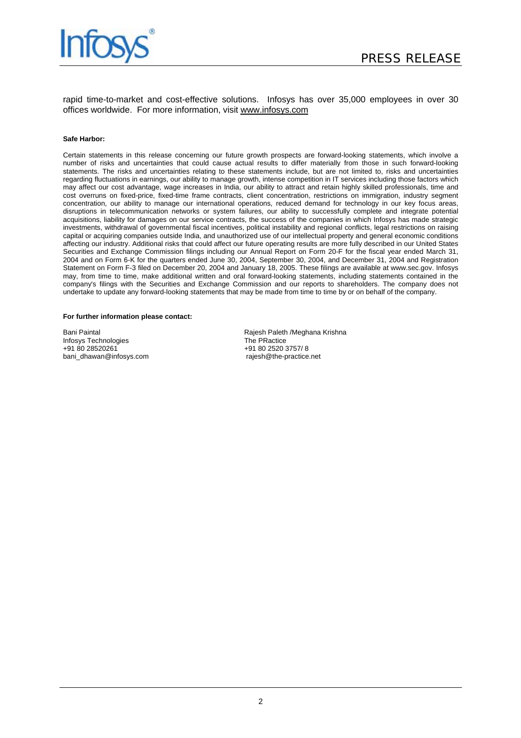rapid time-to-market and cost-effective solutions. Infosys has over 35,000 employees in over 30 offices worldwide. For more information, visit www.infosys.com

**Safe Harbor:**

Certain statements in this release concerning our future growth prospects are forward-looking statements, which involve a number of risks and uncertainties that could cause actual results to differ materially from those in such forward-looking statements. The risks and uncertainties relating to these statements include, but are not limited to, risks and uncertainties regarding fluctuations in earnings, our ability to manage growth, intense competition in IT services including those factors which may affect our cost advantage, wage increases in India, our ability to attract and retain highly skilled professionals, time and cost overruns on fixed-price, fixed-time frame contracts, client concentration, restrictions on immigration, industry segment concentration, our ability to manage our international operations, reduced demand for technology in our key focus areas, disruptions in telecommunication networks or system failures, our ability to successfully complete and integrate potential acquisitions, liability for damages on our service contracts, the success of the companies in which Infosys has made strategic investments, withdrawal of governmental fiscal incentives, political instability and regional conflicts, legal restrictions on raising capital or acquiring companies outside India, and unauthorized use of our intellectual property and general economic conditions affecting our industry. Additional risks that could affect our future operating results are more fully described in our United States Securities and Exchange Commission filings including our Annual Report on Form 20-F for the fiscal year ended March 31, 2004 and on Form 6-K for the quarters ended June 30, 2004, September 30, 2004, and December 31, 2004 and Registration Statement on Form F-3 filed on December 20, 2004 and January 18, 2005. These filings are available at www.sec.gov. Infosys may, from time to time, make additional written and oral forward-looking statements, including statements contained in the company's filings with the Securities and Exchange Commission and our reports to shareholders. The company does not undertake to update any forward-looking statements that may be made from time to time by or on behalf of the company.

**For further information please contact:**

Bani Paintal
Infosys Technologies
+91 80 28520261
bani_dhawan@infosys.com

Rajesh Paleth /Meghana Krishna
The PRactice
+91 80 2520 3757/ 8
rajesh@the-practice.net